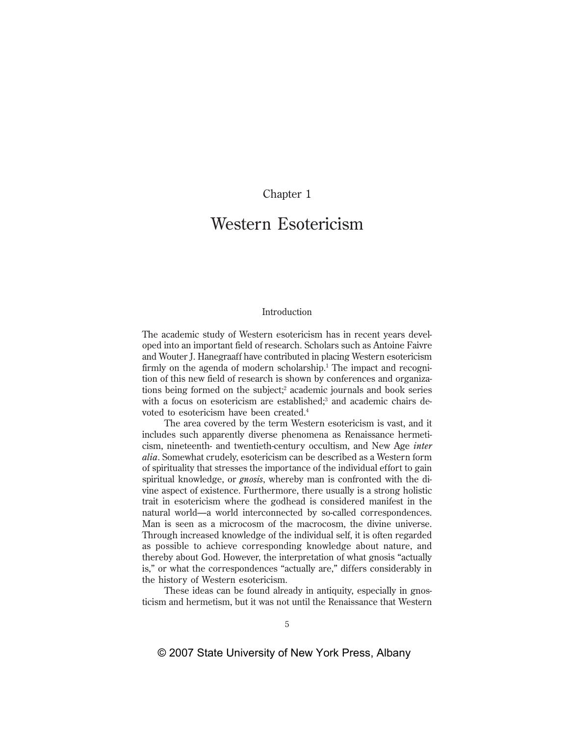Chapter 1

# Western Esotericism

## Introduction

The academic study of Western esotericism has in recent years developed into an important field of research. Scholars such as Antoine Faivre and Wouter J. Hanegraaff have contributed in placing Western esotericism firmly on the agenda of modern scholarship.[1] The impact and recognition of this new field of research is shown by conferences and organizations being formed on the subject;[2] academic journals and book series with a focus on esotericism are established;[3] and academic chairs devoted to esotericism have been created.[4]

The area covered by the term Western esotericism is vast, and it includes such apparently diverse phenomena as Renaissance hermeticism, nineteenth- and twentieth-century occultism, and New Age *inter alia*. Somewhat crudely, esotericism can be described as a Western form of spirituality that stresses the importance of the individual effort to gain spiritual knowledge, or *gnosis*, whereby man is confronted with the divine aspect of existence. Furthermore, there usually is a strong holistic trait in esotericism where the godhead is considered manifest in the natural world—a world interconnected by so-called correspondences. Man is seen as a microcosm of the macrocosm, the divine universe. Through increased knowledge of the individual self, it is often regarded as possible to achieve corresponding knowledge about nature, and thereby about God. However, the interpretation of what gnosis "actually is," or what the correspondences "actually are," differs considerably in the history of Western esotericism.

These ideas can be found already in antiquity, especially in gnosticism and hermetism, but it was not until the Renaissance that Western

© 2007 State University of New York Press, Albany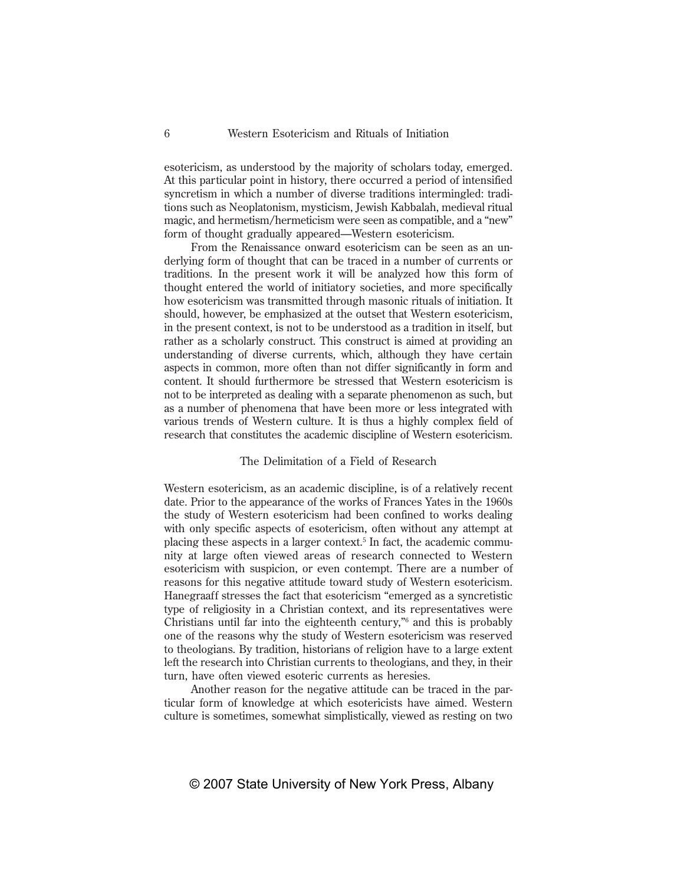esotericism, as understood by the majority of scholars today, emerged. At this particular point in history, there occurred a period of intensified syncretism in which a number of diverse traditions intermingled: traditions such as Neoplatonism, mysticism, Jewish Kabbalah, medieval ritual magic, and hermetism/hermeticism were seen as compatible, and a "new" form of thought gradually appeared—Western esotericism.

From the Renaissance onward esotericism can be seen as an underlying form of thought that can be traced in a number of currents or traditions. In the present work it will be analyzed how this form of thought entered the world of initiatory societies, and more specifically how esotericism was transmitted through masonic rituals of initiation. It should, however, be emphasized at the outset that Western esotericism, in the present context, is not to be understood as a tradition in itself, but rather as a scholarly construct. This construct is aimed at providing an understanding of diverse currents, which, although they have certain aspects in common, more often than not differ significantly in form and content. It should furthermore be stressed that Western esotericism is not to be interpreted as dealing with a separate phenomenon as such, but as a number of phenomena that have been more or less integrated with various trends of Western culture. It is thus a highly complex field of research that constitutes the academic discipline of Western esotericism.

## The Delimitation of a Field of Research

Western esotericism, as an academic discipline, is of a relatively recent date. Prior to the appearance of the works of Frances Yates in the 1960s the study of Western esotericism had been confined to works dealing with only specific aspects of esotericism, often without any attempt at placing these aspects in a larger context.[5] In fact, the academic community at large often viewed areas of research connected to Western esotericism with suspicion, or even contempt. There are a number of reasons for this negative attitude toward study of Western esotericism. Hanegraaff stresses the fact that esotericism "emerged as a syncretistic type of religiosity in a Christian context, and its representatives were Christians until far into the eighteenth century,"[6] and this is probably one of the reasons why the study of Western esotericism was reserved to theologians. By tradition, historians of religion have to a large extent left the research into Christian currents to theologians, and they, in their turn, have often viewed esoteric currents as heresies.

Another reason for the negative attitude can be traced in the particular form of knowledge at which esotericists have aimed. Western culture is sometimes, somewhat simplistically, viewed as resting on two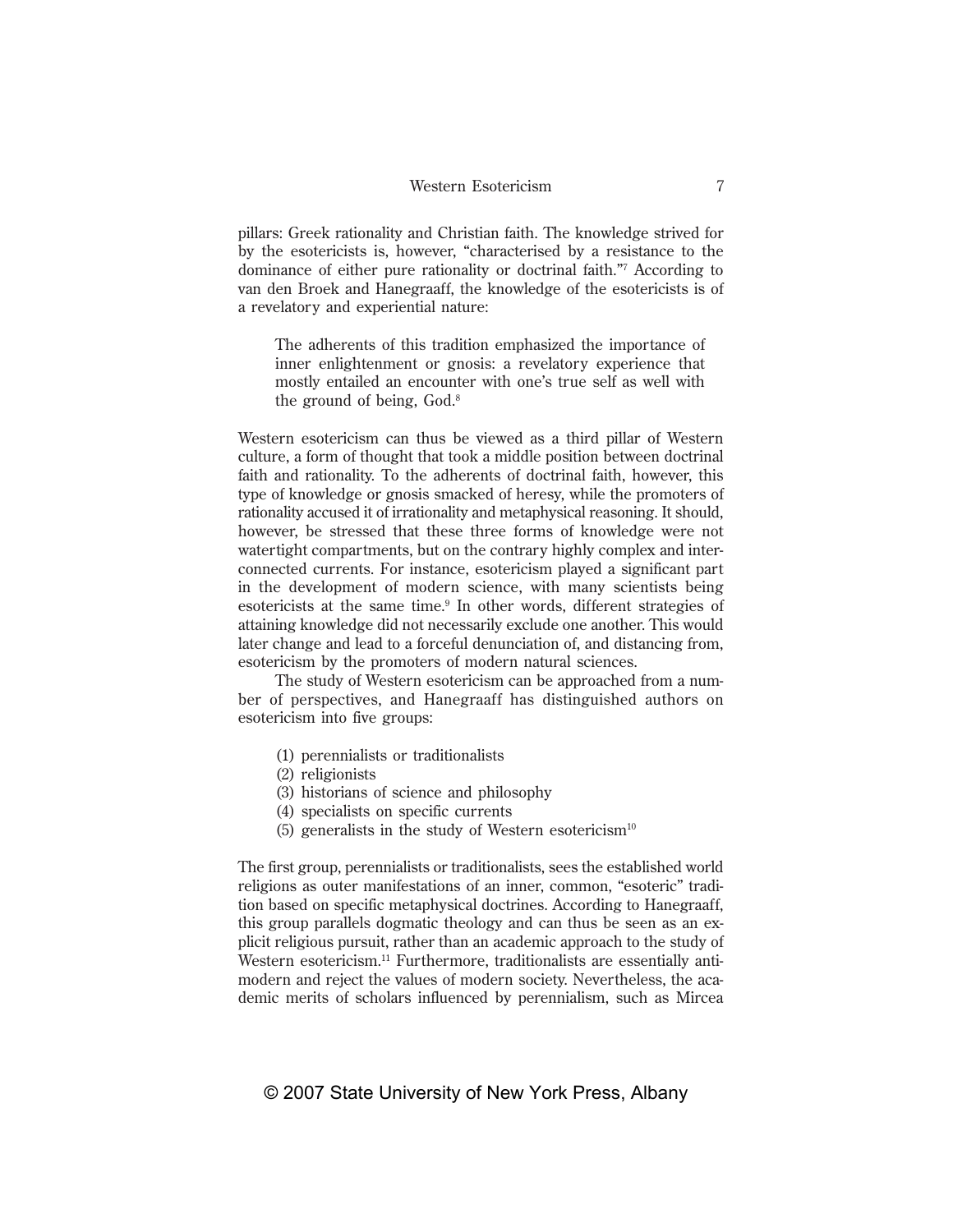pillars: Greek rationality and Christian faith. The knowledge strived for by the esotericists is, however, "characterised by a resistance to the dominance of either pure rationality or doctrinal faith."[7] According to van den Broek and Hanegraaff, the knowledge of the esotericists is of a revelatory and experiential nature:

> The adherents of this tradition emphasized the importance of inner enlightenment or gnosis: a revelatory experience that mostly entailed an encounter with one's true self as well with the ground of being, God.[8]

Western esotericism can thus be viewed as a third pillar of Western culture, a form of thought that took a middle position between doctrinal faith and rationality. To the adherents of doctrinal faith, however, this type of knowledge or gnosis smacked of heresy, while the promoters of rationality accused it of irrationality and metaphysical reasoning. It should, however, be stressed that these three forms of knowledge were not watertight compartments, but on the contrary highly complex and interconnected currents. For instance, esotericism played a significant part in the development of modern science, with many scientists being esotericists at the same time.[9] In other words, different strategies of attaining knowledge did not necessarily exclude one another. This would later change and lead to a forceful denunciation of, and distancing from, esotericism by the promoters of modern natural sciences.

The study of Western esotericism can be approached from a number of perspectives, and Hanegraaff has distinguished authors on esotericism into five groups:

(1) perennialists or traditionalists
(2) religionists
(3) historians of science and philosophy
(4) specialists on specific currents
(5) generalists in the study of Western esotericism[10]

The first group, perennialists or traditionalists, sees the established world religions as outer manifestations of an inner, common, "esoteric" tradition based on specific metaphysical doctrines. According to Hanegraaff, this group parallels dogmatic theology and can thus be seen as an explicit religious pursuit, rather than an academic approach to the study of Western esotericism.[11] Furthermore, traditionalists are essentially antimodern and reject the values of modern society. Nevertheless, the academic merits of scholars influenced by perennialism, such as Mircea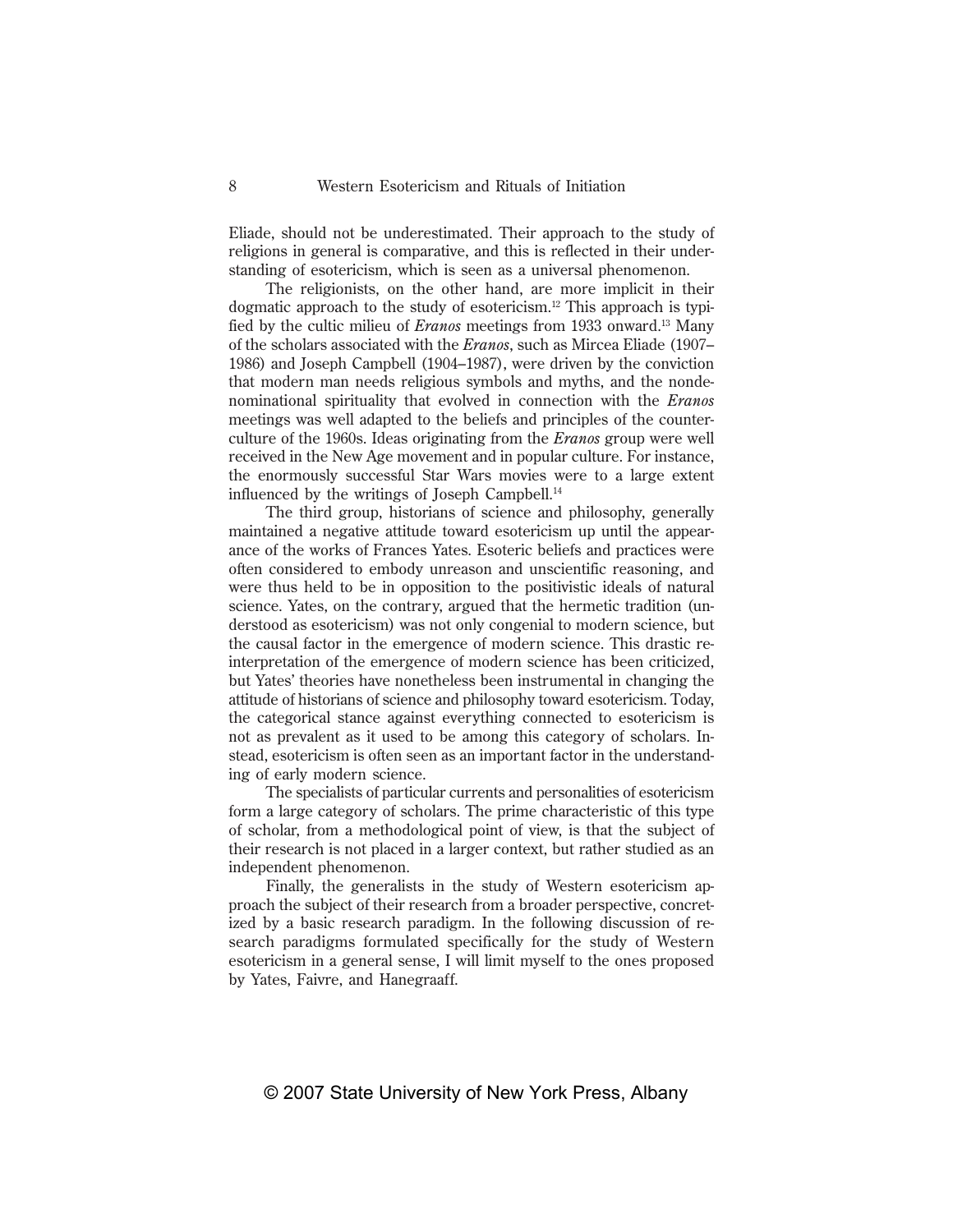Eliade, should not be underestimated. Their approach to the study of religions in general is comparative, and this is reflected in their understanding of esotericism, which is seen as a universal phenomenon.

The religionists, on the other hand, are more implicit in their dogmatic approach to the study of esotericism.[12] This approach is typified by the cultic milieu of *Eranos* meetings from 1933 onward.[13] Many of the scholars associated with the *Eranos*, such as Mircea Eliade (1907–1986) and Joseph Campbell (1904–1987), were driven by the conviction that modern man needs religious symbols and myths, and the nondenominational spirituality that evolved in connection with the *Eranos* meetings was well adapted to the beliefs and principles of the counterculture of the 1960s. Ideas originating from the *Eranos* group were well received in the New Age movement and in popular culture. For instance, the enormously successful Star Wars movies were to a large extent influenced by the writings of Joseph Campbell.[14]

The third group, historians of science and philosophy, generally maintained a negative attitude toward esotericism up until the appearance of the works of Frances Yates. Esoteric beliefs and practices were often considered to embody unreason and unscientific reasoning, and were thus held to be in opposition to the positivistic ideals of natural science. Yates, on the contrary, argued that the hermetic tradition (understood as esotericism) was not only congenial to modern science, but the causal factor in the emergence of modern science. This drastic reinterpretation of the emergence of modern science has been criticized, but Yates' theories have nonetheless been instrumental in changing the attitude of historians of science and philosophy toward esotericism. Today, the categorical stance against everything connected to esotericism is not as prevalent as it used to be among this category of scholars. Instead, esotericism is often seen as an important factor in the understanding of early modern science.

The specialists of particular currents and personalities of esotericism form a large category of scholars. The prime characteristic of this type of scholar, from a methodological point of view, is that the subject of their research is not placed in a larger context, but rather studied as an independent phenomenon.

Finally, the generalists in the study of Western esotericism approach the subject of their research from a broader perspective, concretized by a basic research paradigm. In the following discussion of research paradigms formulated specifically for the study of Western esotericism in a general sense, I will limit myself to the ones proposed by Yates, Faivre, and Hanegraaff.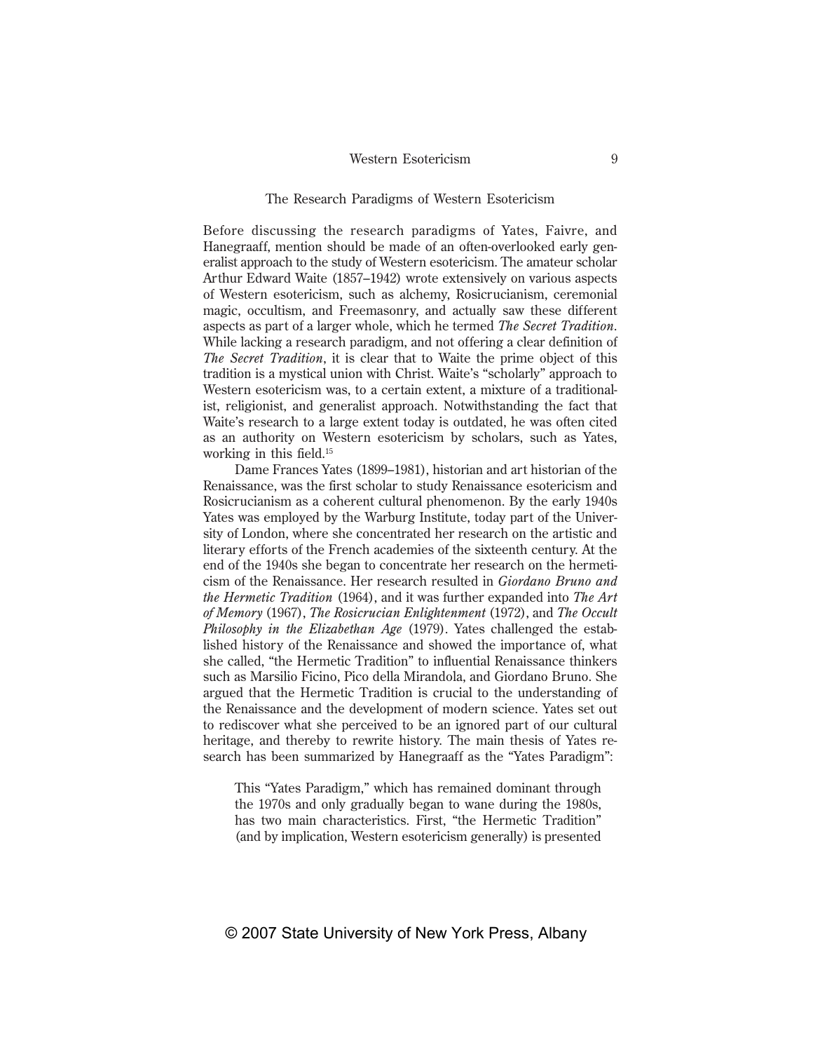## The Research Paradigms of Western Esotericism

Before discussing the research paradigms of Yates, Faivre, and Hanegraaff, mention should be made of an often-overlooked early generalist approach to the study of Western esotericism. The amateur scholar Arthur Edward Waite (1857–1942) wrote extensively on various aspects of Western esotericism, such as alchemy, Rosicrucianism, ceremonial magic, occultism, and Freemasonry, and actually saw these different aspects as part of a larger whole, which he termed *The Secret Tradition*. While lacking a research paradigm, and not offering a clear definition of *The Secret Tradition*, it is clear that to Waite the prime object of this tradition is a mystical union with Christ. Waite's "scholarly" approach to Western esotericism was, to a certain extent, a mixture of a traditionalist, religionist, and generalist approach. Notwithstanding the fact that Waite's research to a large extent today is outdated, he was often cited as an authority on Western esotericism by scholars, such as Yates, working in this field.[15]

Dame Frances Yates (1899–1981), historian and art historian of the Renaissance, was the first scholar to study Renaissance esotericism and Rosicrucianism as a coherent cultural phenomenon. By the early 1940s Yates was employed by the Warburg Institute, today part of the University of London, where she concentrated her research on the artistic and literary efforts of the French academies of the sixteenth century. At the end of the 1940s she began to concentrate her research on the hermeticism of the Renaissance. Her research resulted in *Giordano Bruno and the Hermetic Tradition* (1964), and it was further expanded into *The Art of Memory* (1967), *The Rosicrucian Enlightenment* (1972), and *The Occult Philosophy in the Elizabethan Age* (1979). Yates challenged the established history of the Renaissance and showed the importance of, what she called, "the Hermetic Tradition" to influential Renaissance thinkers such as Marsilio Ficino, Pico della Mirandola, and Giordano Bruno. She argued that the Hermetic Tradition is crucial to the understanding of the Renaissance and the development of modern science. Yates set out to rediscover what she perceived to be an ignored part of our cultural heritage, and thereby to rewrite history. The main thesis of Yates research has been summarized by Hanegraaff as the "Yates Paradigm":

> This "Yates Paradigm," which has remained dominant through the 1970s and only gradually began to wane during the 1980s, has two main characteristics. First, "the Hermetic Tradition" (and by implication, Western esotericism generally) is presented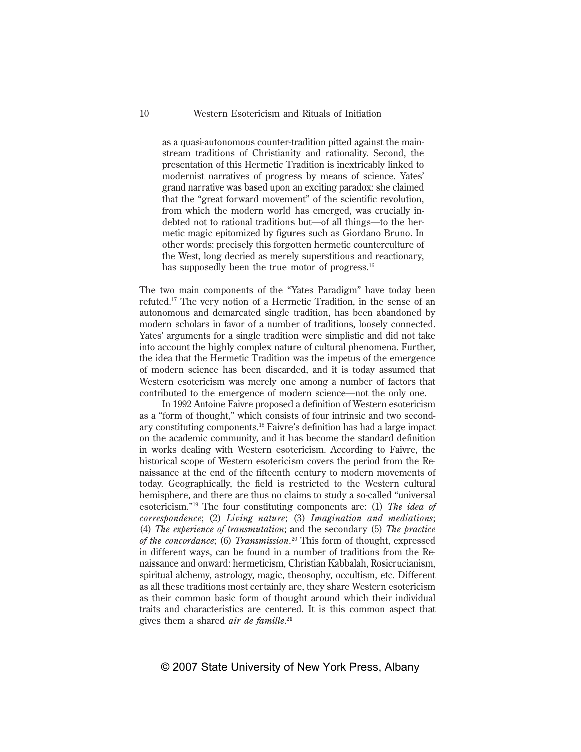as a quasi-autonomous counter-tradition pitted against the mainstream traditions of Christianity and rationality. Second, the presentation of this Hermetic Tradition is inextricably linked to modernist narratives of progress by means of science. Yates' grand narrative was based upon an exciting paradox: she claimed that the "great forward movement" of the scientific revolution, from which the modern world has emerged, was crucially indebted not to rational traditions but—of all things—to the hermetic magic epitomized by figures such as Giordano Bruno. In other words: precisely this forgotten hermetic counterculture of the West, long decried as merely superstitious and reactionary, has supposedly been the true motor of progress.[16]

The two main components of the "Yates Paradigm" have today been refuted.[17] The very notion of a Hermetic Tradition, in the sense of an autonomous and demarcated single tradition, has been abandoned by modern scholars in favor of a number of traditions, loosely connected. Yates' arguments for a single tradition were simplistic and did not take into account the highly complex nature of cultural phenomena. Further, the idea that the Hermetic Tradition was the impetus of the emergence of modern science has been discarded, and it is today assumed that Western esotericism was merely one among a number of factors that contributed to the emergence of modern science—not the only one.

In 1992 Antoine Faivre proposed a definition of Western esotericism as a "form of thought," which consists of four intrinsic and two secondary constituting components.[18] Faivre's definition has had a large impact on the academic community, and it has become the standard definition in works dealing with Western esotericism. According to Faivre, the historical scope of Western esotericism covers the period from the Renaissance at the end of the fifteenth century to modern movements of today. Geographically, the field is restricted to the Western cultural hemisphere, and there are thus no claims to study a so-called "universal esotericism."[19] The four constituting components are: (1) *The idea of correspondence*; (2) *Living nature*; (3) *Imagination and mediations*; (4) *The experience of transmutation*; and the secondary (5) *The practice of the concordance*; (6) *Transmission*.[20] This form of thought, expressed in different ways, can be found in a number of traditions from the Renaissance and onward: hermeticism, Christian Kabbalah, Rosicrucianism, spiritual alchemy, astrology, magic, theosophy, occultism, etc. Different as all these traditions most certainly are, they share Western esotericism as their common basic form of thought around which their individual traits and characteristics are centered. It is this common aspect that gives them a shared *air de famille*.[21]

© 2007 State University of New York Press, Albany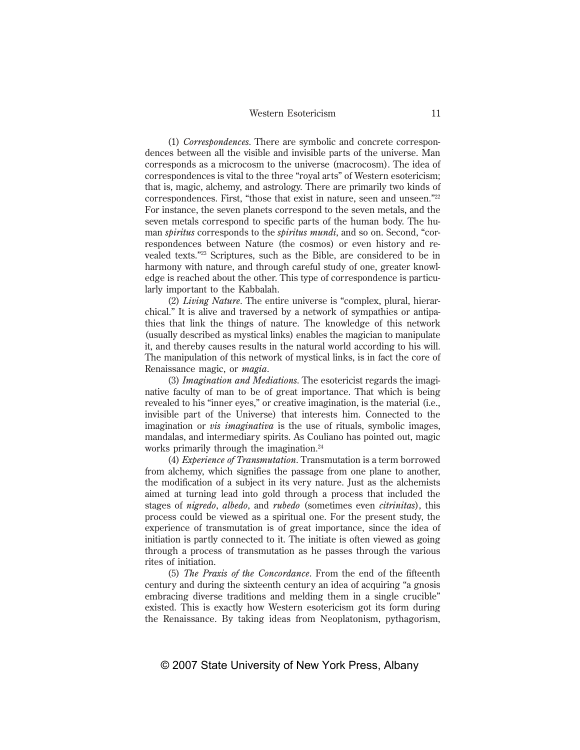(1) *Correspondences*. There are symbolic and concrete correspondences between all the visible and invisible parts of the universe. Man corresponds as a microcosm to the universe (macrocosm). The idea of correspondences is vital to the three "royal arts" of Western esotericism; that is, magic, alchemy, and astrology. There are primarily two kinds of correspondences. First, "those that exist in nature, seen and unseen."[22] For instance, the seven planets correspond to the seven metals, and the seven metals correspond to specific parts of the human body. The human *spiritus* corresponds to the *spiritus mundi*, and so on. Second, "correspondences between Nature (the cosmos) or even history and revealed texts."[23] Scriptures, such as the Bible, are considered to be in harmony with nature, and through careful study of one, greater knowledge is reached about the other. This type of correspondence is particularly important to the Kabbalah.

(2) *Living Nature*. The entire universe is "complex, plural, hierarchical." It is alive and traversed by a network of sympathies or antipathies that link the things of nature. The knowledge of this network (usually described as mystical links) enables the magician to manipulate it, and thereby causes results in the natural world according to his will. The manipulation of this network of mystical links, is in fact the core of Renaissance magic, or *magia*.

(3) *Imagination and Mediations*. The esotericist regards the imaginative faculty of man to be of great importance. That which is being revealed to his "inner eyes," or creative imagination, is the material (i.e., invisible part of the Universe) that interests him. Connected to the imagination or *vis imaginativa* is the use of rituals, symbolic images, mandalas, and intermediary spirits. As Couliano has pointed out, magic works primarily through the imagination.[24]

(4) *Experience of Transmutation*. Transmutation is a term borrowed from alchemy, which signifies the passage from one plane to another, the modification of a subject in its very nature. Just as the alchemists aimed at turning lead into gold through a process that included the stages of *nigredo*, *albedo*, and *rubedo* (sometimes even *citrinitas*), this process could be viewed as a spiritual one. For the present study, the experience of transmutation is of great importance, since the idea of initiation is partly connected to it. The initiate is often viewed as going through a process of transmutation as he passes through the various rites of initiation.

(5) *The Praxis of the Concordance*. From the end of the fifteenth century and during the sixteenth century an idea of acquiring "a gnosis embracing diverse traditions and melding them in a single crucible" existed. This is exactly how Western esotericism got its form during the Renaissance. By taking ideas from Neoplatonism, pythagorism,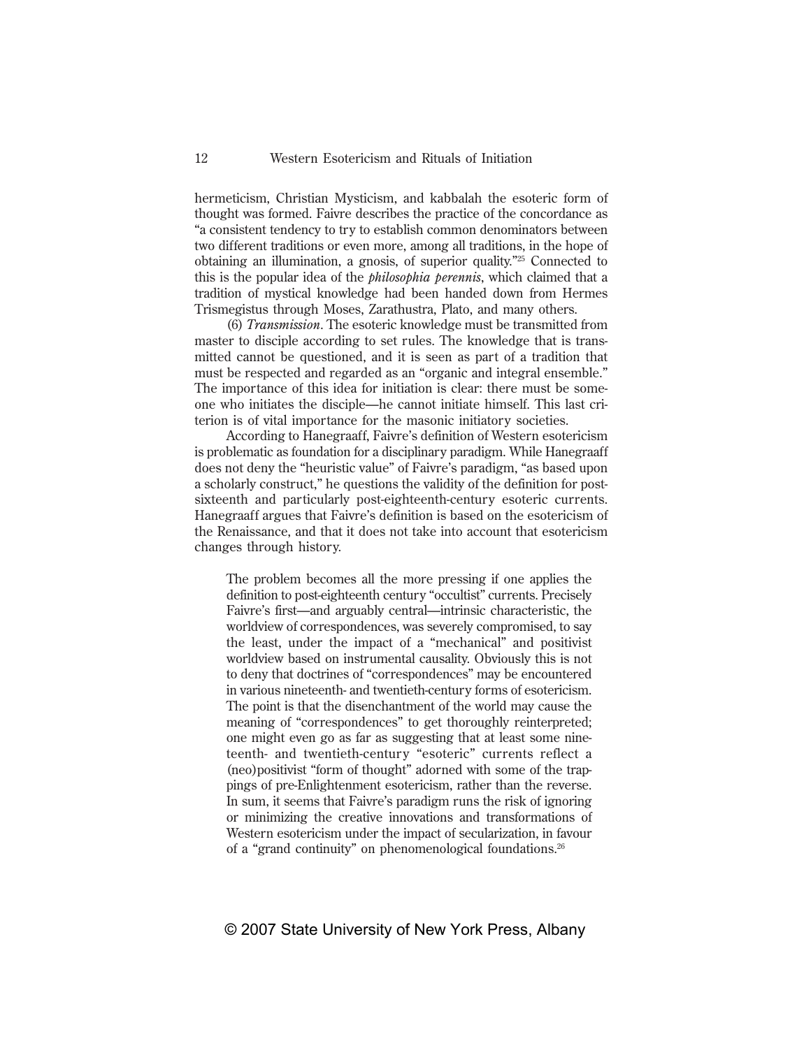hermeticism, Christian Mysticism, and kabbalah the esoteric form of thought was formed. Faivre describes the practice of the concordance as "a consistent tendency to try to establish common denominators between two different traditions or even more, among all traditions, in the hope of obtaining an illumination, a gnosis, of superior quality."[25] Connected to this is the popular idea of the *philosophia perennis*, which claimed that a tradition of mystical knowledge had been handed down from Hermes Trismegistus through Moses, Zarathustra, Plato, and many others.

(6) *Transmission*. The esoteric knowledge must be transmitted from master to disciple according to set rules. The knowledge that is transmitted cannot be questioned, and it is seen as part of a tradition that must be respected and regarded as an "organic and integral ensemble." The importance of this idea for initiation is clear: there must be someone who initiates the disciple—he cannot initiate himself. This last criterion is of vital importance for the masonic initiatory societies.

According to Hanegraaff, Faivre's definition of Western esotericism is problematic as foundation for a disciplinary paradigm. While Hanegraaff does not deny the "heuristic value" of Faivre's paradigm, "as based upon a scholarly construct," he questions the validity of the definition for post-sixteenth and particularly post-eighteenth-century esoteric currents. Hanegraaff argues that Faivre's definition is based on the esotericism of the Renaissance, and that it does not take into account that esotericism changes through history.

> The problem becomes all the more pressing if one applies the definition to post-eighteenth century "occultist" currents. Precisely Faivre's first—and arguably central—intrinsic characteristic, the worldview of correspondences, was severely compromised, to say the least, under the impact of a "mechanical" and positivist worldview based on instrumental causality. Obviously this is not to deny that doctrines of "correspondences" may be encountered in various nineteenth- and twentieth-century forms of esotericism. The point is that the disenchantment of the world may cause the meaning of "correspondences" to get thoroughly reinterpreted; one might even go as far as suggesting that at least some nineteenth- and twentieth-century "esoteric" currents reflect a (neo)positivist "form of thought" adorned with some of the trappings of pre-Enlightenment esotericism, rather than the reverse. In sum, it seems that Faivre's paradigm runs the risk of ignoring or minimizing the creative innovations and transformations of Western esotericism under the impact of secularization, in favour of a "grand continuity" on phenomenological foundations.[26]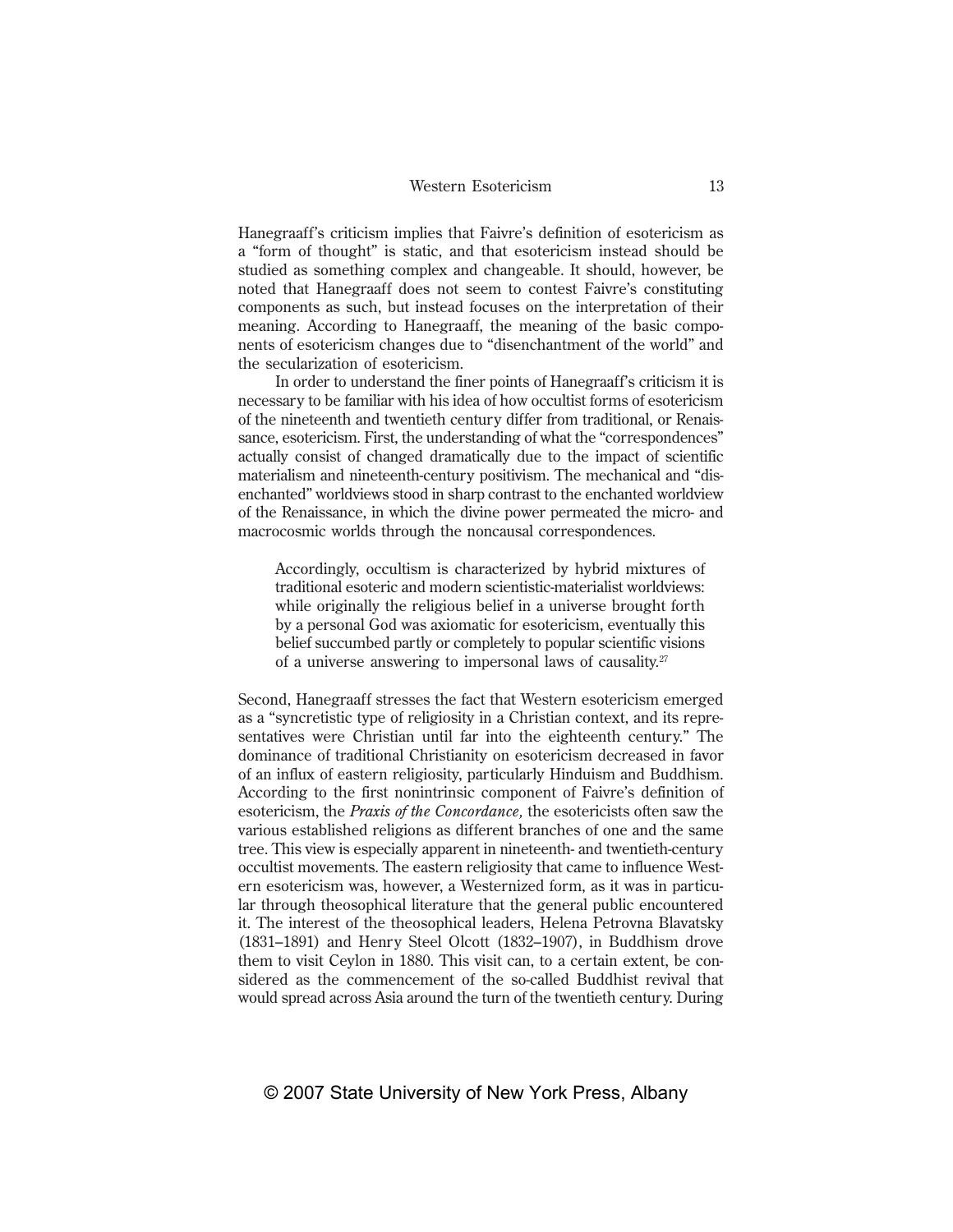Hanegraaff's criticism implies that Faivre's definition of esotericism as a "form of thought" is static, and that esotericism instead should be studied as something complex and changeable. It should, however, be noted that Hanegraaff does not seem to contest Faivre's constituting components as such, but instead focuses on the interpretation of their meaning. According to Hanegraaff, the meaning of the basic components of esotericism changes due to "disenchantment of the world" and the secularization of esotericism.

In order to understand the finer points of Hanegraaff's criticism it is necessary to be familiar with his idea of how occultist forms of esotericism of the nineteenth and twentieth century differ from traditional, or Renaissance, esotericism. First, the understanding of what the "correspondences" actually consist of changed dramatically due to the impact of scientific materialism and nineteenth-century positivism. The mechanical and "disenchanted" worldviews stood in sharp contrast to the enchanted worldview of the Renaissance, in which the divine power permeated the micro- and macrocosmic worlds through the noncausal correspondences.

> Accordingly, occultism is characterized by hybrid mixtures of traditional esoteric and modern scientistic-materialist worldviews: while originally the religious belief in a universe brought forth by a personal God was axiomatic for esotericism, eventually this belief succumbed partly or completely to popular scientific visions of a universe answering to impersonal laws of causality.[27]

Second, Hanegraaff stresses the fact that Western esotericism emerged as a "syncretistic type of religiosity in a Christian context, and its representatives were Christian until far into the eighteenth century." The dominance of traditional Christianity on esotericism decreased in favor of an influx of eastern religiosity, particularly Hinduism and Buddhism. According to the first nonintrinsic component of Faivre's definition of esotericism, the *Praxis of the Concordance,* the esotericists often saw the various established religions as different branches of one and the same tree. This view is especially apparent in nineteenth- and twentieth-century occultist movements. The eastern religiosity that came to influence Western esotericism was, however, a Westernized form, as it was in particular through theosophical literature that the general public encountered it. The interest of the theosophical leaders, Helena Petrovna Blavatsky (1831–1891) and Henry Steel Olcott (1832–1907), in Buddhism drove them to visit Ceylon in 1880. This visit can, to a certain extent, be considered as the commencement of the so-called Buddhist revival that would spread across Asia around the turn of the twentieth century. During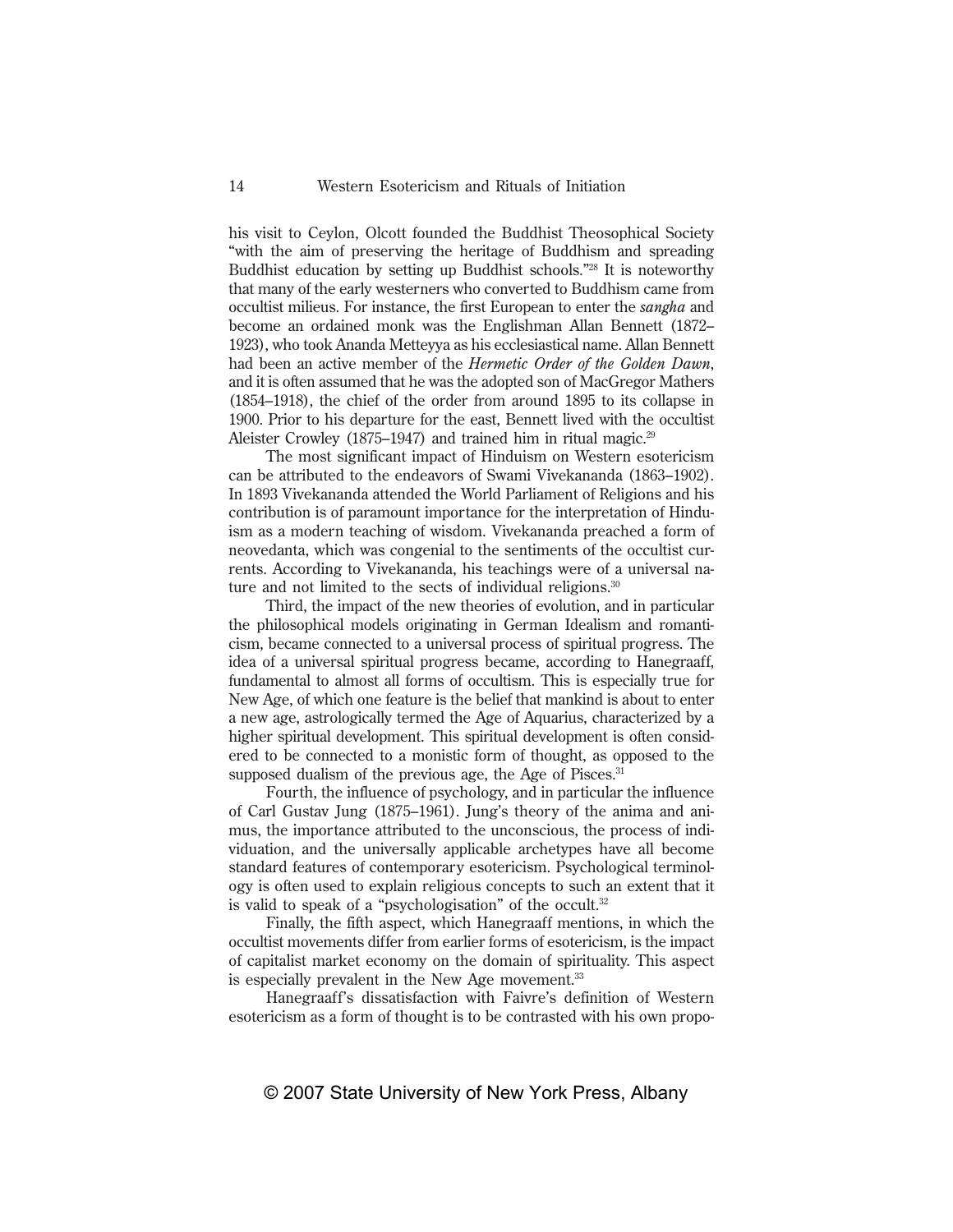his visit to Ceylon, Olcott founded the Buddhist Theosophical Society "with the aim of preserving the heritage of Buddhism and spreading Buddhist education by setting up Buddhist schools."[28] It is noteworthy that many of the early westerners who converted to Buddhism came from occultist milieus. For instance, the first European to enter the *sangha* and become an ordained monk was the Englishman Allan Bennett (1872–1923), who took Ananda Metteyya as his ecclesiastical name. Allan Bennett had been an active member of the *Hermetic Order of the Golden Dawn*, and it is often assumed that he was the adopted son of MacGregor Mathers (1854–1918), the chief of the order from around 1895 to its collapse in 1900. Prior to his departure for the east, Bennett lived with the occultist Aleister Crowley (1875–1947) and trained him in ritual magic.[29]

The most significant impact of Hinduism on Western esotericism can be attributed to the endeavors of Swami Vivekananda (1863–1902). In 1893 Vivekananda attended the World Parliament of Religions and his contribution is of paramount importance for the interpretation of Hinduism as a modern teaching of wisdom. Vivekananda preached a form of neovedanta, which was congenial to the sentiments of the occultist currents. According to Vivekananda, his teachings were of a universal nature and not limited to the sects of individual religions.[30]

Third, the impact of the new theories of evolution, and in particular the philosophical models originating in German Idealism and romanticism, became connected to a universal process of spiritual progress. The idea of a universal spiritual progress became, according to Hanegraaff, fundamental to almost all forms of occultism. This is especially true for New Age, of which one feature is the belief that mankind is about to enter a new age, astrologically termed the Age of Aquarius, characterized by a higher spiritual development. This spiritual development is often considered to be connected to a monistic form of thought, as opposed to the supposed dualism of the previous age, the Age of Pisces.[31]

Fourth, the influence of psychology, and in particular the influence of Carl Gustav Jung (1875–1961). Jung's theory of the anima and animus, the importance attributed to the unconscious, the process of individuation, and the universally applicable archetypes have all become standard features of contemporary esotericism. Psychological terminology is often used to explain religious concepts to such an extent that it is valid to speak of a "psychologisation" of the occult.[32]

Finally, the fifth aspect, which Hanegraaff mentions, in which the occultist movements differ from earlier forms of esotericism, is the impact of capitalist market economy on the domain of spirituality. This aspect is especially prevalent in the New Age movement.[33]

Hanegraaff's dissatisfaction with Faivre's definition of Western esotericism as a form of thought is to be contrasted with his own propo-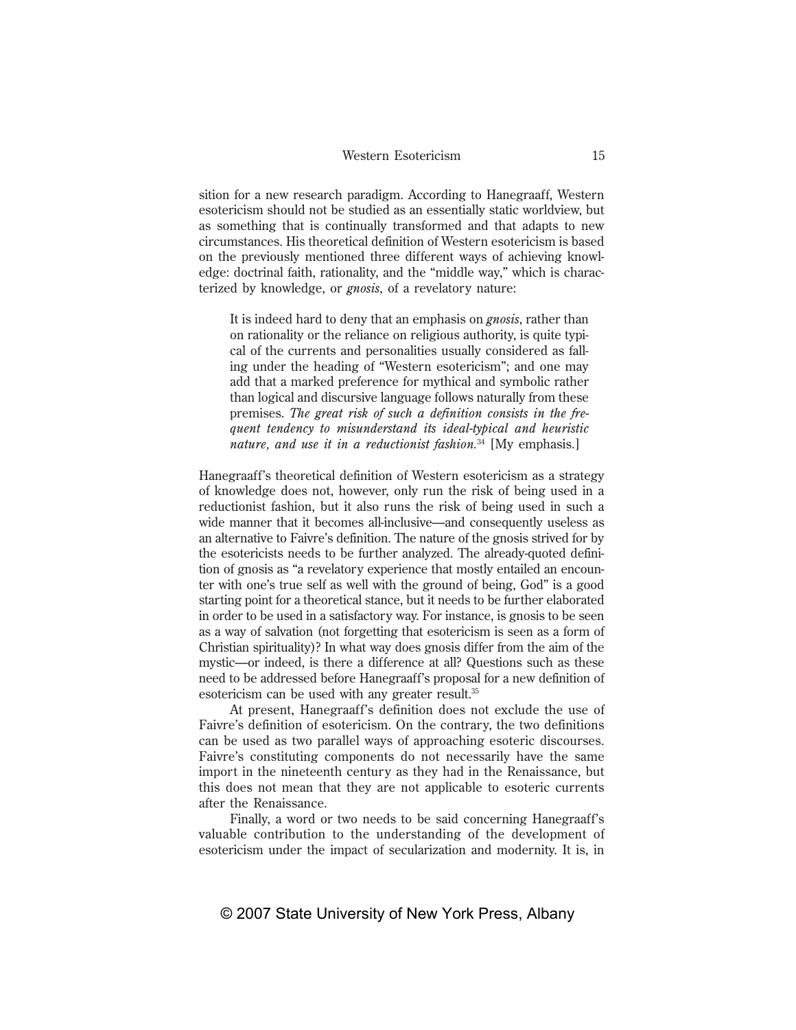sition for a new research paradigm. According to Hanegraaff, Western esotericism should not be studied as an essentially static worldview, but as something that is continually transformed and that adapts to new circumstances. His theoretical definition of Western esotericism is based on the previously mentioned three different ways of achieving knowledge: doctrinal faith, rationality, and the "middle way," which is characterized by knowledge, or *gnosis*, of a revelatory nature:

> It is indeed hard to deny that an emphasis on *gnosis*, rather than on rationality or the reliance on religious authority, is quite typical of the currents and personalities usually considered as falling under the heading of "Western esotericism"; and one may add that a marked preference for mythical and symbolic rather than logical and discursive language follows naturally from these premises. ***The great risk of such a definition consists in the frequent tendency to misunderstand its ideal-typical and heuristic nature, and use it in a reductionist fashion.***[34] [My emphasis.]

Hanegraaff's theoretical definition of Western esotericism as a strategy of knowledge does not, however, only run the risk of being used in a reductionist fashion, but it also runs the risk of being used in such a wide manner that it becomes all-inclusive—and consequently useless as an alternative to Faivre's definition. The nature of the gnosis strived for by the esotericists needs to be further analyzed. The already-quoted definition of gnosis as "a revelatory experience that mostly entailed an encounter with one's true self as well with the ground of being, God" is a good starting point for a theoretical stance, but it needs to be further elaborated in order to be used in a satisfactory way. For instance, is gnosis to be seen as a way of salvation (not forgetting that esotericism is seen as a form of Christian spirituality)? In what way does gnosis differ from the aim of the mystic—or indeed, is there a difference at all? Questions such as these need to be addressed before Hanegraaff's proposal for a new definition of esotericism can be used with any greater result.[35]

At present, Hanegraaff's definition does not exclude the use of Faivre's definition of esotericism. On the contrary, the two definitions can be used as two parallel ways of approaching esoteric discourses. Faivre's constituting components do not necessarily have the same import in the nineteenth century as they had in the Renaissance, but this does not mean that they are not applicable to esoteric currents after the Renaissance.

Finally, a word or two needs to be said concerning Hanegraaff's valuable contribution to the understanding of the development of esotericism under the impact of secularization and modernity. It is, in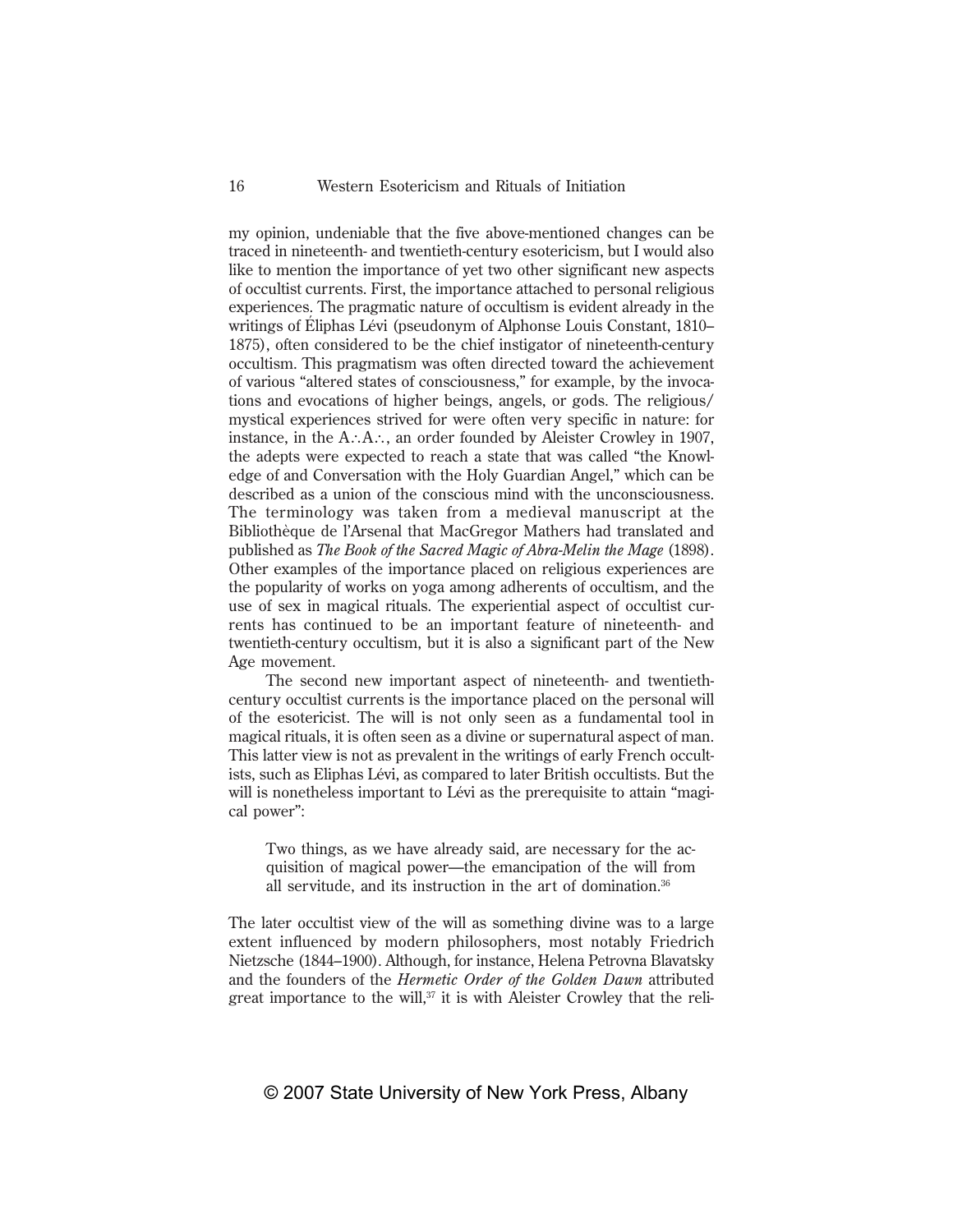my opinion, undeniable that the five above-mentioned changes can be traced in nineteenth- and twentieth-century esotericism, but I would also like to mention the importance of yet two other significant new aspects of occultist currents. First, the importance attached to personal religious experiences. The pragmatic nature of occultism is evident already in the writings of Éliphas Lévi (pseudonym of Alphonse Louis Constant, 1810–1875), often considered to be the chief instigator of nineteenth-century occultism. This pragmatism was often directed toward the achievement of various "altered states of consciousness," for example, by the invocations and evocations of higher beings, angels, or gods. The religious/mystical experiences strived for were often very specific in nature: for instance, in the A∴A∴, an order founded by Aleister Crowley in 1907, the adepts were expected to reach a state that was called "the Knowledge of and Conversation with the Holy Guardian Angel," which can be described as a union of the conscious mind with the unconsciousness. The terminology was taken from a medieval manuscript at the Bibliothèque de l'Arsenal that MacGregor Mathers had translated and published as *The Book of the Sacred Magic of Abra-Melin the Mage* (1898). Other examples of the importance placed on religious experiences are the popularity of works on yoga among adherents of occultism, and the use of sex in magical rituals. The experiential aspect of occultist currents has continued to be an important feature of nineteenth- and twentieth-century occultism, but it is also a significant part of the New Age movement.

The second new important aspect of nineteenth- and twentieth-century occultist currents is the importance placed on the personal will of the esotericist. The will is not only seen as a fundamental tool in magical rituals, it is often seen as a divine or supernatural aspect of man. This latter view is not as prevalent in the writings of early French occultists, such as Eliphas Lévi, as compared to later British occultists. But the will is nonetheless important to Lévi as the prerequisite to attain "magical power":

> Two things, as we have already said, are necessary for the acquisition of magical power—the emancipation of the will from all servitude, and its instruction in the art of domination.[36]

The later occultist view of the will as something divine was to a large extent influenced by modern philosophers, most notably Friedrich Nietzsche (1844–1900). Although, for instance, Helena Petrovna Blavatsky and the founders of the *Hermetic Order of the Golden Dawn* attributed great importance to the will,[37] it is with Aleister Crowley that the reli-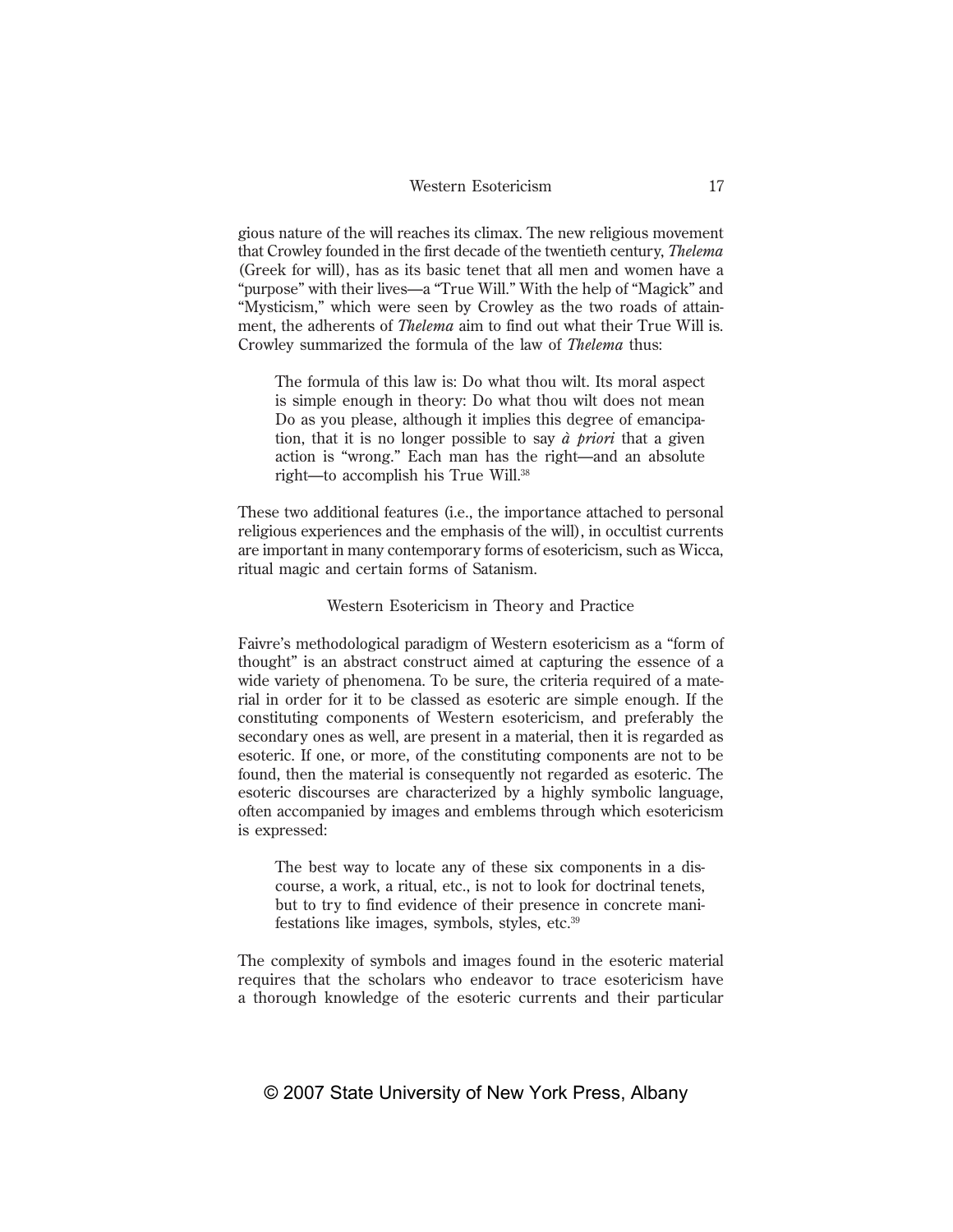gious nature of the will reaches its climax. The new religious movement that Crowley founded in the first decade of the twentieth century, *Thelema* (Greek for will), has as its basic tenet that all men and women have a "purpose" with their lives—a "True Will." With the help of "Magick" and "Mysticism," which were seen by Crowley as the two roads of attainment, the adherents of *Thelema* aim to find out what their True Will is. Crowley summarized the formula of the law of *Thelema* thus:

> The formula of this law is: Do what thou wilt. Its moral aspect is simple enough in theory: Do what thou wilt does not mean Do as you please, although it implies this degree of emancipation, that it is no longer possible to say *à priori* that a given action is "wrong." Each man has the right—and an absolute right—to accomplish his True Will.[38]

These two additional features (i.e., the importance attached to personal religious experiences and the emphasis of the will), in occultist currents are important in many contemporary forms of esotericism, such as Wicca, ritual magic and certain forms of Satanism.

## Western Esotericism in Theory and Practice

Faivre's methodological paradigm of Western esotericism as a "form of thought" is an abstract construct aimed at capturing the essence of a wide variety of phenomena. To be sure, the criteria required of a material in order for it to be classed as esoteric are simple enough. If the constituting components of Western esotericism, and preferably the secondary ones as well, are present in a material, then it is regarded as esoteric. If one, or more, of the constituting components are not to be found, then the material is consequently not regarded as esoteric. The esoteric discourses are characterized by a highly symbolic language, often accompanied by images and emblems through which esotericism is expressed:

> The best way to locate any of these six components in a discourse, a work, a ritual, etc., is not to look for doctrinal tenets, but to try to find evidence of their presence in concrete manifestations like images, symbols, styles, etc.[39]

The complexity of symbols and images found in the esoteric material requires that the scholars who endeavor to trace esotericism have a thorough knowledge of the esoteric currents and their particular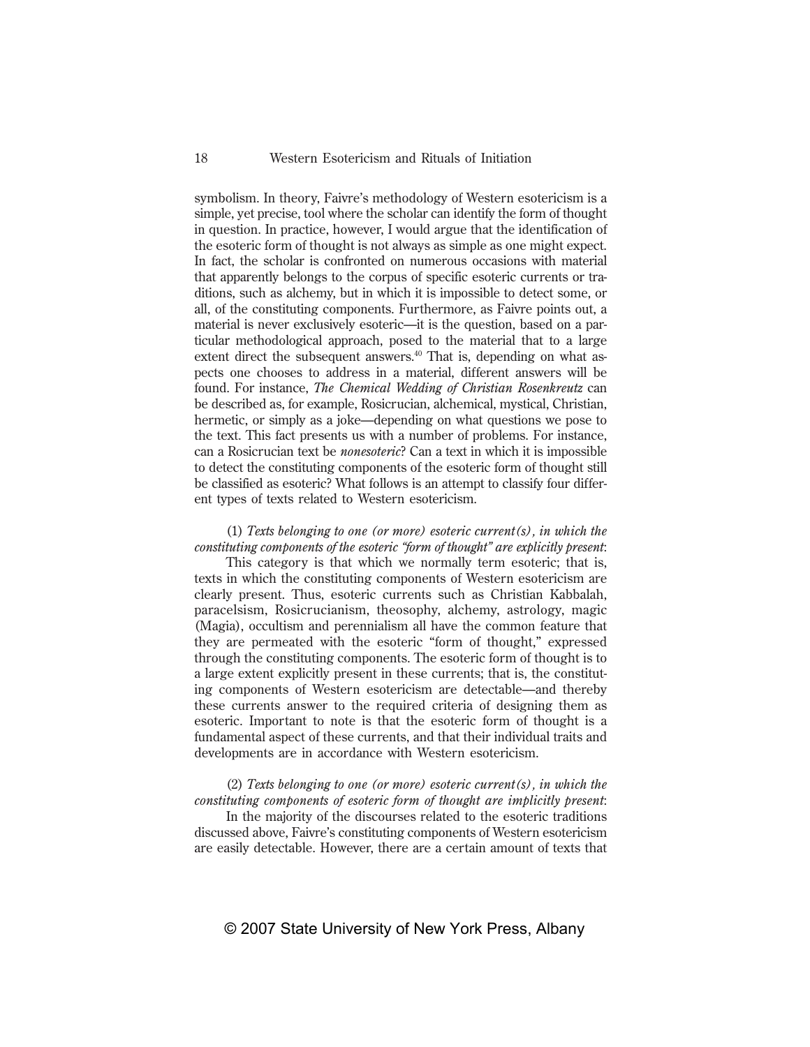symbolism. In theory, Faivre's methodology of Western esotericism is a simple, yet precise, tool where the scholar can identify the form of thought in question. In practice, however, I would argue that the identification of the esoteric form of thought is not always as simple as one might expect. In fact, the scholar is confronted on numerous occasions with material that apparently belongs to the corpus of specific esoteric currents or traditions, such as alchemy, but in which it is impossible to detect some, or all, of the constituting components. Furthermore, as Faivre points out, a material is never exclusively esoteric—it is the question, based on a particular methodological approach, posed to the material that to a large extent direct the subsequent answers.[40] That is, depending on what aspects one chooses to address in a material, different answers will be found. For instance, *The Chemical Wedding of Christian Rosenkreutz* can be described as, for example, Rosicrucian, alchemical, mystical, Christian, hermetic, or simply as a joke—depending on what questions we pose to the text. This fact presents us with a number of problems. For instance, can a Rosicrucian text be *nonesoteric*? Can a text in which it is impossible to detect the constituting components of the esoteric form of thought still be classified as esoteric? What follows is an attempt to classify four different types of texts related to Western esotericism.

(1) *Texts belonging to one (or more) esoteric current(s), in which the constituting components of the esoteric "form of thought" are explicitly present*:

This category is that which we normally term esoteric; that is, texts in which the constituting components of Western esotericism are clearly present. Thus, esoteric currents such as Christian Kabbalah, paracelsism, Rosicrucianism, theosophy, alchemy, astrology, magic (Magia), occultism and perennialism all have the common feature that they are permeated with the esoteric "form of thought," expressed through the constituting components. The esoteric form of thought is to a large extent explicitly present in these currents; that is, the constituting components of Western esotericism are detectable—and thereby these currents answer to the required criteria of designing them as esoteric. Important to note is that the esoteric form of thought is a fundamental aspect of these currents, and that their individual traits and developments are in accordance with Western esotericism.

(2) *Texts belonging to one (or more) esoteric current(s), in which the constituting components of esoteric form of thought are implicitly present*:

In the majority of the discourses related to the esoteric traditions discussed above, Faivre's constituting components of Western esotericism are easily detectable. However, there are a certain amount of texts that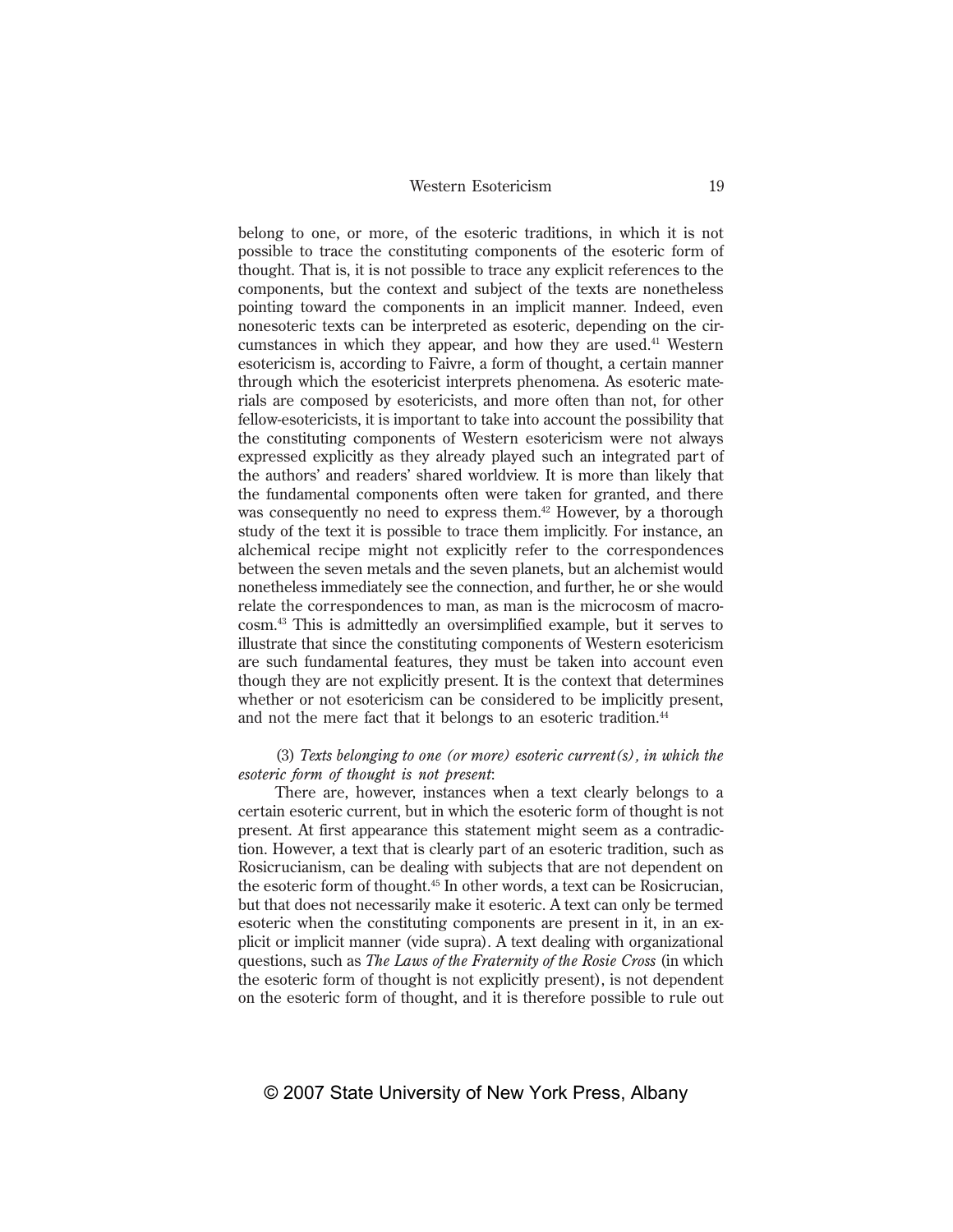belong to one, or more, of the esoteric traditions, in which it is not possible to trace the constituting components of the esoteric form of thought. That is, it is not possible to trace any explicit references to the components, but the context and subject of the texts are nonetheless pointing toward the components in an implicit manner. Indeed, even nonesoteric texts can be interpreted as esoteric, depending on the circumstances in which they appear, and how they are used.[41] Western esotericism is, according to Faivre, a form of thought, a certain manner through which the esotericist interprets phenomena. As esoteric materials are composed by esotericists, and more often than not, for other fellow-esotericists, it is important to take into account the possibility that the constituting components of Western esotericism were not always expressed explicitly as they already played such an integrated part of the authors' and readers' shared worldview. It is more than likely that the fundamental components often were taken for granted, and there was consequently no need to express them.[42] However, by a thorough study of the text it is possible to trace them implicitly. For instance, an alchemical recipe might not explicitly refer to the correspondences between the seven metals and the seven planets, but an alchemist would nonetheless immediately see the connection, and further, he or she would relate the correspondences to man, as man is the microcosm of macrocosm.[43] This is admittedly an oversimplified example, but it serves to illustrate that since the constituting components of Western esotericism are such fundamental features, they must be taken into account even though they are not explicitly present. It is the context that determines whether or not esotericism can be considered to be implicitly present, and not the mere fact that it belongs to an esoteric tradition.[44]

(3) *Texts belonging to one (or more) esoteric current(s), in which the esoteric form of thought is not present*:

There are, however, instances when a text clearly belongs to a certain esoteric current, but in which the esoteric form of thought is not present. At first appearance this statement might seem as a contradiction. However, a text that is clearly part of an esoteric tradition, such as Rosicrucianism, can be dealing with subjects that are not dependent on the esoteric form of thought.[45] In other words, a text can be Rosicrucian, but that does not necessarily make it esoteric. A text can only be termed esoteric when the constituting components are present in it, in an explicit or implicit manner (vide supra). A text dealing with organizational questions, such as *The Laws of the Fraternity of the Rosie Cross* (in which the esoteric form of thought is not explicitly present), is not dependent on the esoteric form of thought, and it is therefore possible to rule out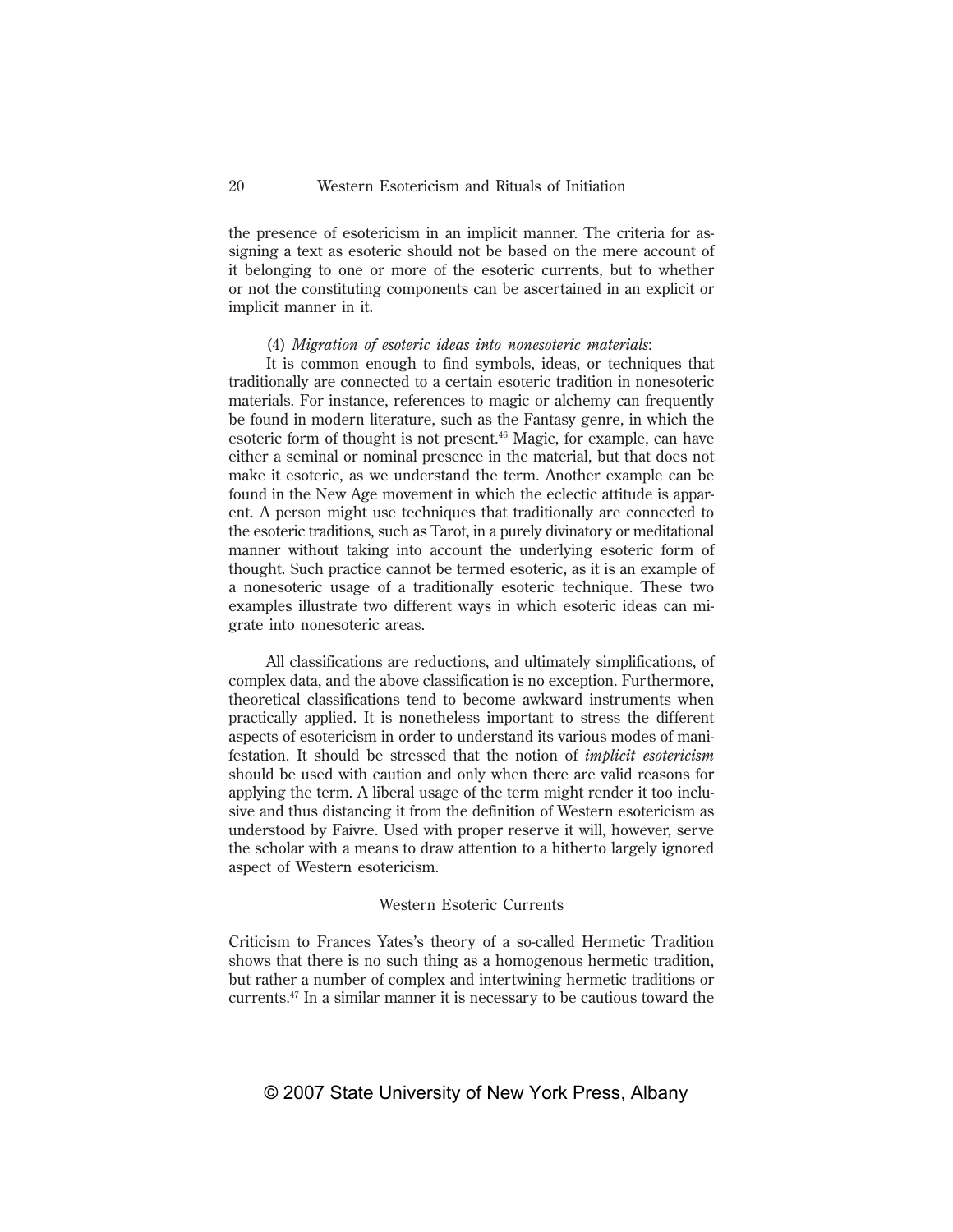the presence of esotericism in an implicit manner. The criteria for assigning a text as esoteric should not be based on the mere account of it belonging to one or more of the esoteric currents, but to whether or not the constituting components can be ascertained in an explicit or implicit manner in it.

(4) *Migration of esoteric ideas into nonesoteric materials*:

It is common enough to find symbols, ideas, or techniques that traditionally are connected to a certain esoteric tradition in nonesoteric materials. For instance, references to magic or alchemy can frequently be found in modern literature, such as the Fantasy genre, in which the esoteric form of thought is not present.[46] Magic, for example, can have either a seminal or nominal presence in the material, but that does not make it esoteric, as we understand the term. Another example can be found in the New Age movement in which the eclectic attitude is apparent. A person might use techniques that traditionally are connected to the esoteric traditions, such as Tarot, in a purely divinatory or meditational manner without taking into account the underlying esoteric form of thought. Such practice cannot be termed esoteric, as it is an example of a nonesoteric usage of a traditionally esoteric technique. These two examples illustrate two different ways in which esoteric ideas can migrate into nonesoteric areas.

All classifications are reductions, and ultimately simplifications, of complex data, and the above classification is no exception. Furthermore, theoretical classifications tend to become awkward instruments when practically applied. It is nonetheless important to stress the different aspects of esotericism in order to understand its various modes of manifestation. It should be stressed that the notion of *implicit esotericism* should be used with caution and only when there are valid reasons for applying the term. A liberal usage of the term might render it too inclusive and thus distancing it from the definition of Western esotericism as understood by Faivre. Used with proper reserve it will, however, serve the scholar with a means to draw attention to a hitherto largely ignored aspect of Western esotericism.

## Western Esoteric Currents

Criticism to Frances Yates's theory of a so-called Hermetic Tradition shows that there is no such thing as a homogenous hermetic tradition, but rather a number of complex and intertwining hermetic traditions or currents.[47] In a similar manner it is necessary to be cautious toward the

© 2007 State University of New York Press, Albany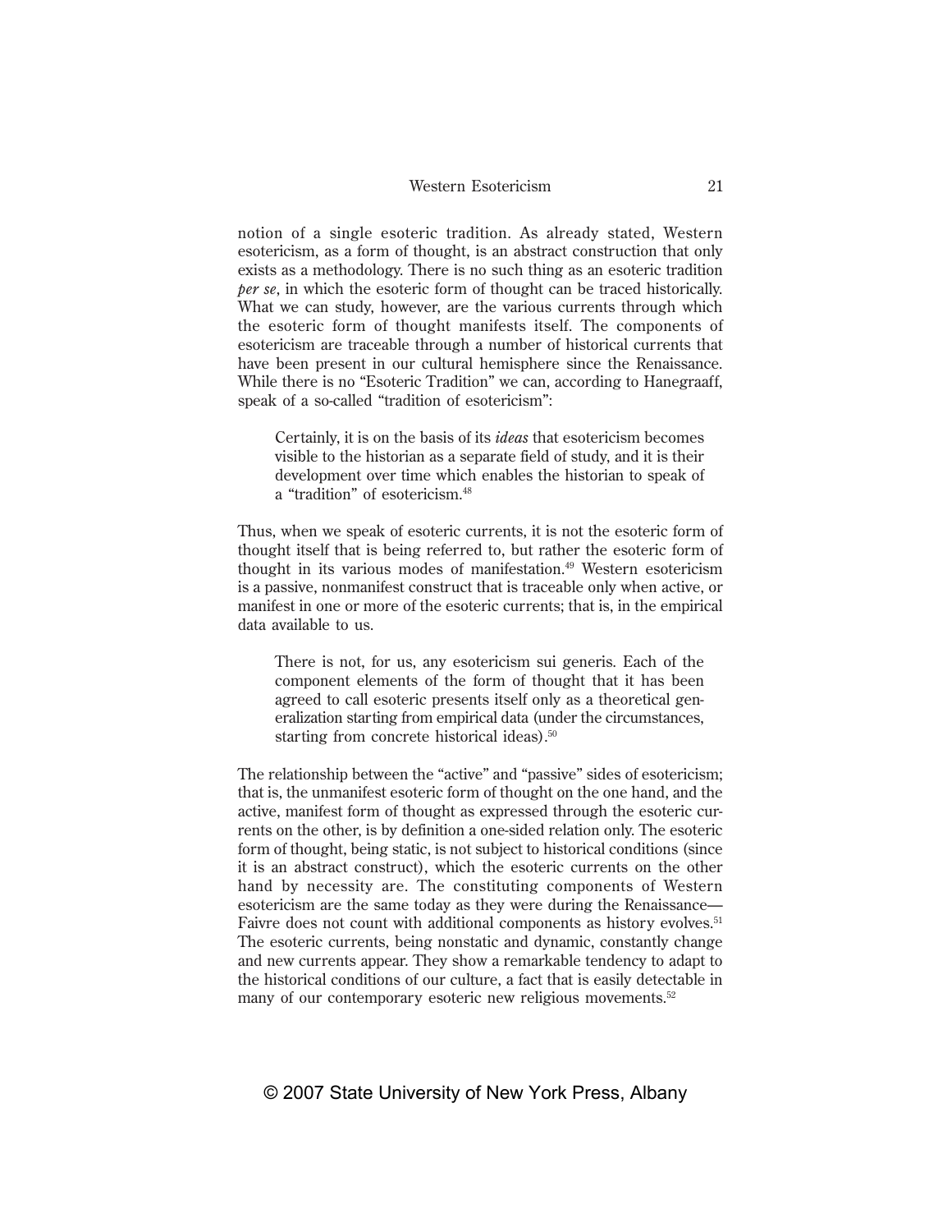notion of a single esoteric tradition. As already stated, Western esotericism, as a form of thought, is an abstract construction that only exists as a methodology. There is no such thing as an esoteric tradition *per se*, in which the esoteric form of thought can be traced historically. What we can study, however, are the various currents through which the esoteric form of thought manifests itself. The components of esotericism are traceable through a number of historical currents that have been present in our cultural hemisphere since the Renaissance. While there is no "Esoteric Tradition" we can, according to Hanegraaff, speak of a so-called "tradition of esotericism":

> Certainly, it is on the basis of its *ideas* that esotericism becomes visible to the historian as a separate field of study, and it is their development over time which enables the historian to speak of a "tradition" of esotericism.[48]

Thus, when we speak of esoteric currents, it is not the esoteric form of thought itself that is being referred to, but rather the esoteric form of thought in its various modes of manifestation.[49] Western esotericism is a passive, nonmanifest construct that is traceable only when active, or manifest in one or more of the esoteric currents; that is, in the empirical data available to us.

> There is not, for us, any esotericism sui generis. Each of the component elements of the form of thought that it has been agreed to call esoteric presents itself only as a theoretical generalization starting from empirical data (under the circumstances, starting from concrete historical ideas).[50]

The relationship between the "active" and "passive" sides of esotericism; that is, the unmanifest esoteric form of thought on the one hand, and the active, manifest form of thought as expressed through the esoteric currents on the other, is by definition a one-sided relation only. The esoteric form of thought, being static, is not subject to historical conditions (since it is an abstract construct), which the esoteric currents on the other hand by necessity are. The constituting components of Western esotericism are the same today as they were during the Renaissance—Faivre does not count with additional components as history evolves.[51] The esoteric currents, being nonstatic and dynamic, constantly change and new currents appear. They show a remarkable tendency to adapt to the historical conditions of our culture, a fact that is easily detectable in many of our contemporary esoteric new religious movements.[52]

© 2007 State University of New York Press, Albany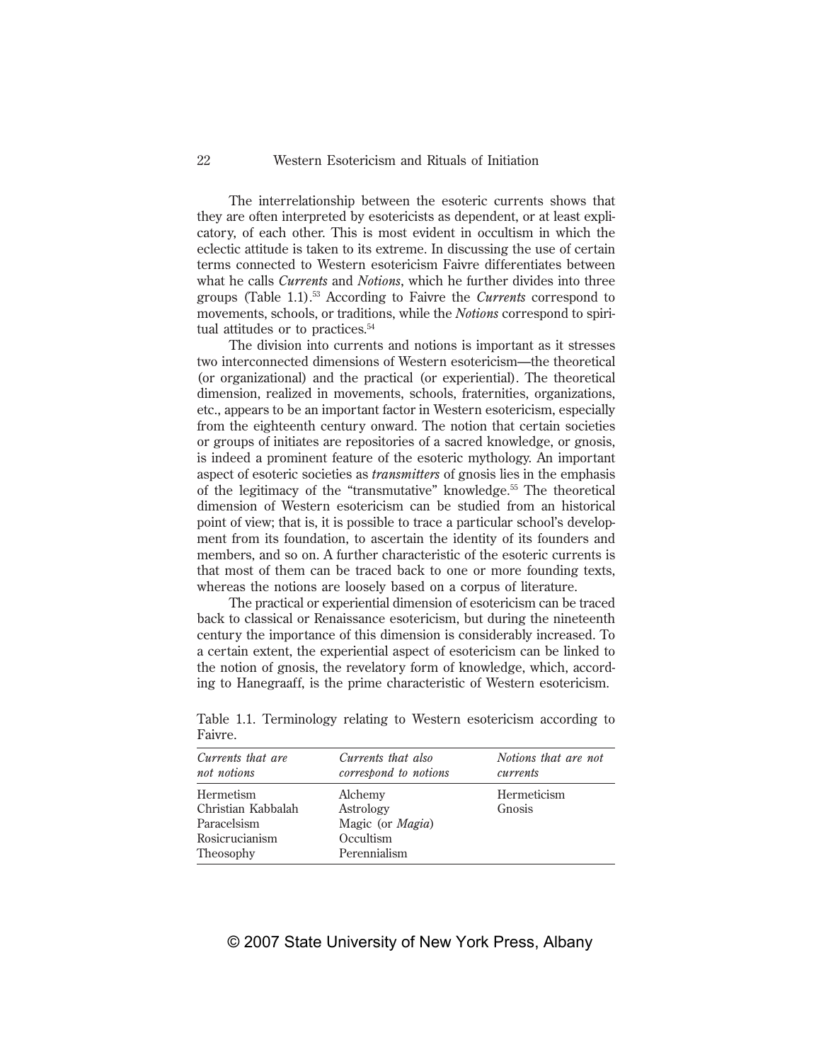The interrelationship between the esoteric currents shows that they are often interpreted by esotericists as dependent, or at least explicatory, of each other. This is most evident in occultism in which the eclectic attitude is taken to its extreme. In discussing the use of certain terms connected to Western esotericism Faivre further differentiates between what he calls *Currents* and *Notions*, which he further divides into three groups (Table 1.1).[53] According to Faivre the *Currents* correspond to movements, schools, or traditions, while the *Notions* correspond to spiritual attitudes or to practices.[54]

The division into currents and notions is important as it stresses two interconnected dimensions of Western esotericism—the theoretical (or organizational) and the practical (or experiential). The theoretical dimension, realized in movements, schools, fraternities, organizations, etc., appears to be an important factor in Western esotericism, especially from the eighteenth century onward. The notion that certain societies or groups of initiates are repositories of a sacred knowledge, or gnosis, is indeed a prominent feature of the esoteric mythology. An important aspect of esoteric societies as ***transmitters*** of gnosis lies in the emphasis of the legitimacy of the "transmutative" knowledge.[55] The theoretical dimension of Western esotericism can be studied from an historical point of view; that is, it is possible to trace a particular school's development from its foundation, to ascertain the identity of its founders and members, and so on. A further characteristic of the esoteric currents is that most of them can be traced back to one or more founding texts, whereas the notions are loosely based on a corpus of literature.

The practical or experiential dimension of esotericism can be traced back to classical or Renaissance esotericism, but during the nineteenth century the importance of this dimension is considerably increased. To a certain extent, the experiential aspect of esotericism can be linked to the notion of gnosis, the revelatory form of knowledge, which, according to Hanegraaff, is the prime characteristic of Western esotericism.

Table 1.1. Terminology relating to Western esotericism according to Faivre.

| *Currents that are not notions* | *Currents that also correspond to notions* | *Notions that are not currents* |
|---|---|---|
| Hermetism | Alchemy | Hermeticism |
| Christian Kabbalah | Astrology | Gnosis |
| Paracelsism | Magic (or *Magia*) | |
| Rosicrucianism | Occultism | |
| Theosophy | Perennialism | |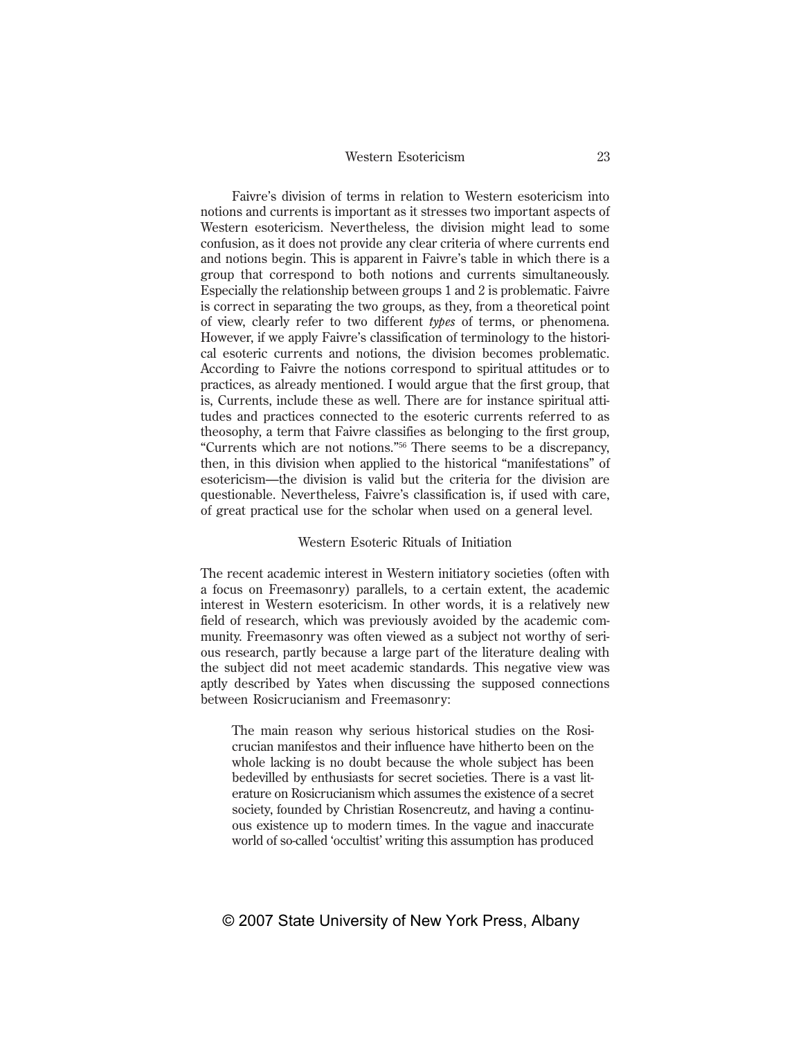Faivre's division of terms in relation to Western esotericism into notions and currents is important as it stresses two important aspects of Western esotericism. Nevertheless, the division might lead to some confusion, as it does not provide any clear criteria of where currents end and notions begin. This is apparent in Faivre's table in which there is a group that correspond to both notions and currents simultaneously. Especially the relationship between groups 1 and 2 is problematic. Faivre is correct in separating the two groups, as they, from a theoretical point of view, clearly refer to two different *types* of terms, or phenomena. However, if we apply Faivre's classification of terminology to the historical esoteric currents and notions, the division becomes problematic. According to Faivre the notions correspond to spiritual attitudes or to practices, as already mentioned. I would argue that the first group, that is, Currents, include these as well. There are for instance spiritual attitudes and practices connected to the esoteric currents referred to as theosophy, a term that Faivre classifies as belonging to the first group, "Currents which are not notions."[56] There seems to be a discrepancy, then, in this division when applied to the historical "manifestations" of esotericism—the division is valid but the criteria for the division are questionable. Nevertheless, Faivre's classification is, if used with care, of great practical use for the scholar when used on a general level.

## Western Esoteric Rituals of Initiation

The recent academic interest in Western initiatory societies (often with a focus on Freemasonry) parallels, to a certain extent, the academic interest in Western esotericism. In other words, it is a relatively new field of research, which was previously avoided by the academic community. Freemasonry was often viewed as a subject not worthy of serious research, partly because a large part of the literature dealing with the subject did not meet academic standards. This negative view was aptly described by Yates when discussing the supposed connections between Rosicrucianism and Freemasonry:

> The main reason why serious historical studies on the Rosicrucian manifestos and their influence have hitherto been on the whole lacking is no doubt because the whole subject has been bedevilled by enthusiasts for secret societies. There is a vast literature on Rosicrucianism which assumes the existence of a secret society, founded by Christian Rosencreutz, and having a continuous existence up to modern times. In the vague and inaccurate world of so-called 'occultist' writing this assumption has produced

© 2007 State University of New York Press, Albany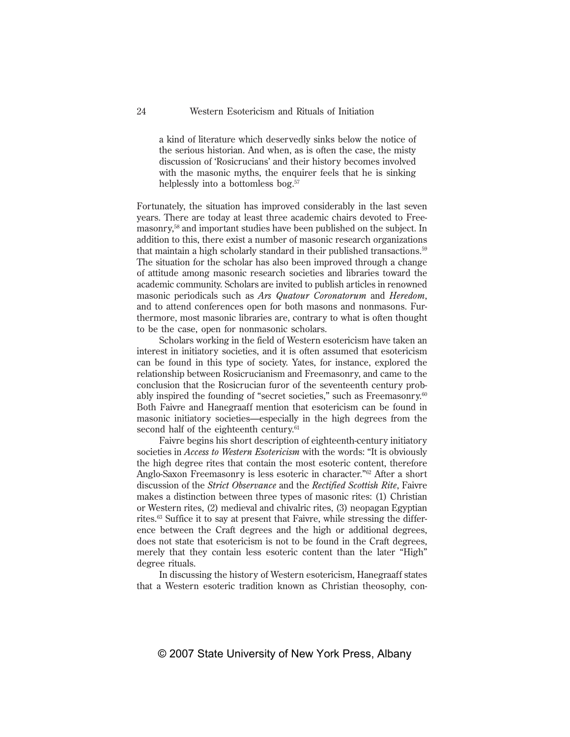> a kind of literature which deservedly sinks below the notice of the serious historian. And when, as is often the case, the misty discussion of 'Rosicrucians' and their history becomes involved with the masonic myths, the enquirer feels that he is sinking helplessly into a bottomless bog.[57]

Fortunately, the situation has improved considerably in the last seven years. There are today at least three academic chairs devoted to Freemasonry,[58] and important studies have been published on the subject. In addition to this, there exist a number of masonic research organizations that maintain a high scholarly standard in their published transactions.[59] The situation for the scholar has also been improved through a change of attitude among masonic research societies and libraries toward the academic community. Scholars are invited to publish articles in renowned masonic periodicals such as *Ars Quatour Coronatorum* and *Heredom*, and to attend conferences open for both masons and nonmasons. Furthermore, most masonic libraries are, contrary to what is often thought to be the case, open for nonmasonic scholars.

Scholars working in the field of Western esotericism have taken an interest in initiatory societies, and it is often assumed that esotericism can be found in this type of society. Yates, for instance, explored the relationship between Rosicrucianism and Freemasonry, and came to the conclusion that the Rosicrucian furor of the seventeenth century probably inspired the founding of "secret societies," such as Freemasonry.[60] Both Faivre and Hanegraaff mention that esotericism can be found in masonic initiatory societies—especially in the high degrees from the second half of the eighteenth century.[61]

Faivre begins his short description of eighteenth-century initiatory societies in *Access to Western Esotericism* with the words: "It is obviously the high degree rites that contain the most esoteric content, therefore Anglo-Saxon Freemasonry is less esoteric in character."[62] After a short discussion of the *Strict Observance* and the *Rectified Scottish Rite*, Faivre makes a distinction between three types of masonic rites: (1) Christian or Western rites, (2) medieval and chivalric rites, (3) neopagan Egyptian rites.[63] Suffice it to say at present that Faivre, while stressing the difference between the Craft degrees and the high or additional degrees, does not state that esotericism is not to be found in the Craft degrees, merely that they contain less esoteric content than the later "High" degree rituals.

In discussing the history of Western esotericism, Hanegraaff states that a Western esoteric tradition known as Christian theosophy, con-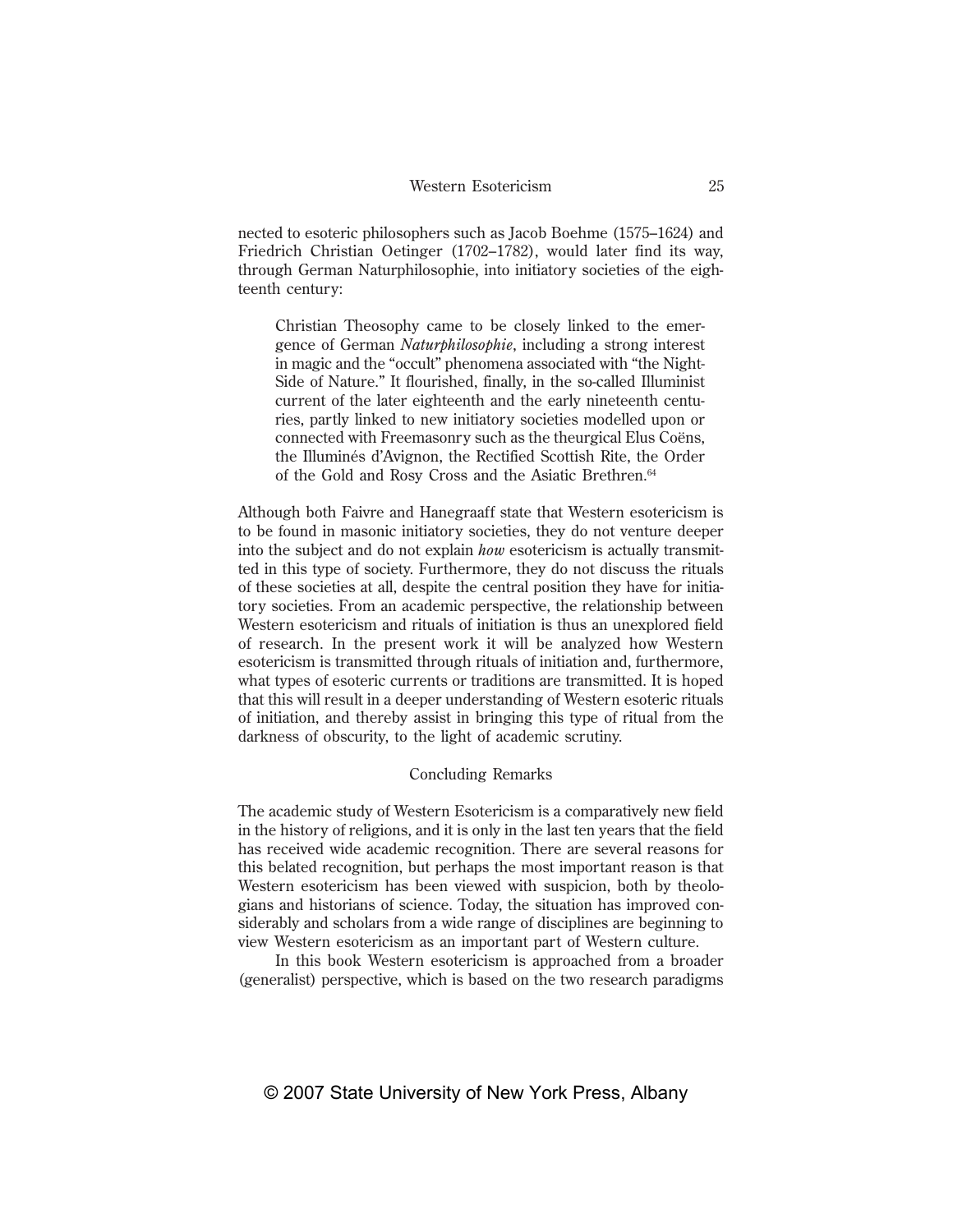nected to esoteric philosophers such as Jacob Boehme (1575–1624) and Friedrich Christian Oetinger (1702–1782), would later find its way, through German Naturphilosophie, into initiatory societies of the eighteenth century:

> Christian Theosophy came to be closely linked to the emergence of German *Naturphilosophie*, including a strong interest in magic and the "occult" phenomena associated with "the Night-Side of Nature." It flourished, finally, in the so-called Illuminist current of the later eighteenth and the early nineteenth centuries, partly linked to new initiatory societies modelled upon or connected with Freemasonry such as the theurgical Elus Coëns, the Illuminés d'Avignon, the Rectified Scottish Rite, the Order of the Gold and Rosy Cross and the Asiatic Brethren.[64]

Although both Faivre and Hanegraaff state that Western esotericism is to be found in masonic initiatory societies, they do not venture deeper into the subject and do not explain *how* esotericism is actually transmitted in this type of society. Furthermore, they do not discuss the rituals of these societies at all, despite the central position they have for initiatory societies. From an academic perspective, the relationship between Western esotericism and rituals of initiation is thus an unexplored field of research. In the present work it will be analyzed how Western esotericism is transmitted through rituals of initiation and, furthermore, what types of esoteric currents or traditions are transmitted. It is hoped that this will result in a deeper understanding of Western esoteric rituals of initiation, and thereby assist in bringing this type of ritual from the darkness of obscurity, to the light of academic scrutiny.

## Concluding Remarks

The academic study of Western Esotericism is a comparatively new field in the history of religions, and it is only in the last ten years that the field has received wide academic recognition. There are several reasons for this belated recognition, but perhaps the most important reason is that Western esotericism has been viewed with suspicion, both by theologians and historians of science. Today, the situation has improved considerably and scholars from a wide range of disciplines are beginning to view Western esotericism as an important part of Western culture.

In this book Western esotericism is approached from a broader (generalist) perspective, which is based on the two research paradigms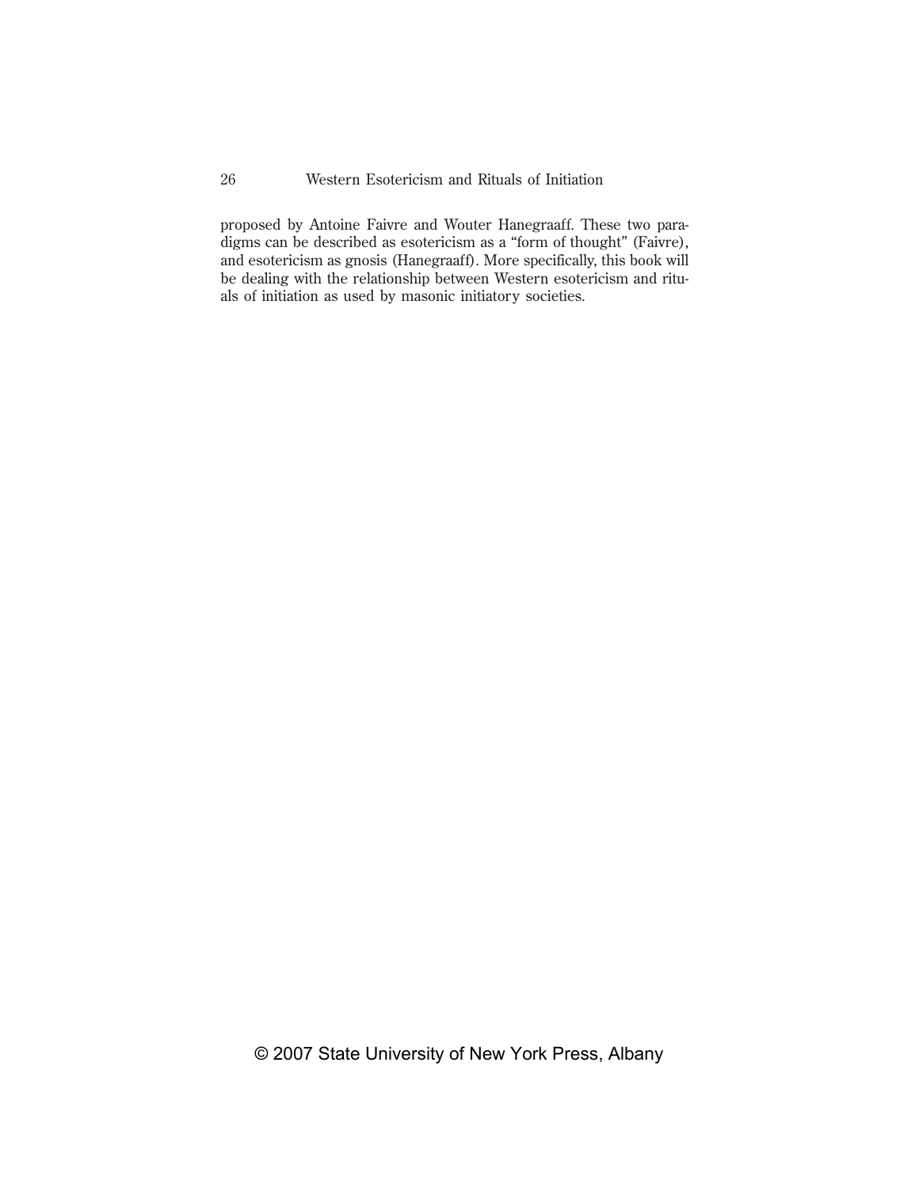proposed by Antoine Faivre and Wouter Hanegraaff. These two paradigms can be described as esotericism as a "form of thought" (Faivre), and esotericism as gnosis (Hanegraaff). More specifically, this book will be dealing with the relationship between Western esotericism and rituals of initiation as used by masonic initiatory societies.

© 2007 State University of New York Press, Albany